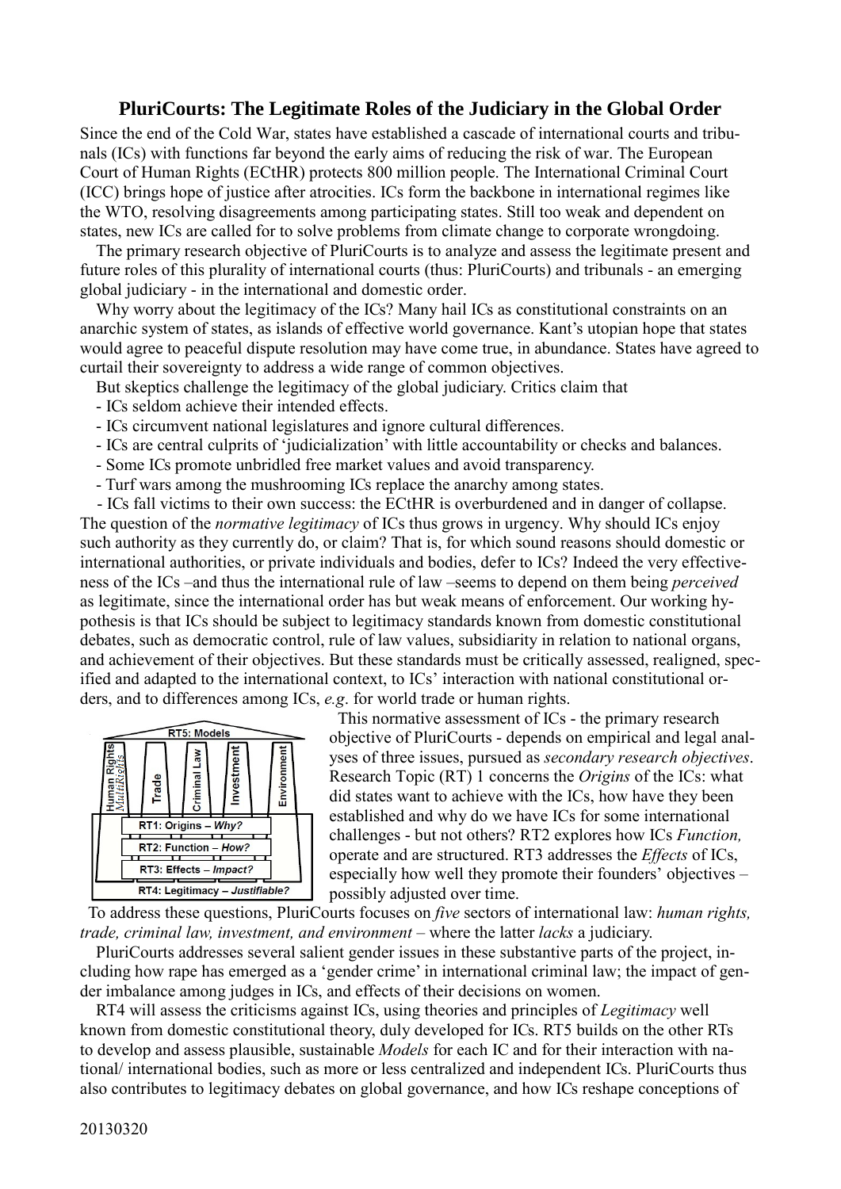## PluriCourts: The Legitimate Roles of the Judiciary in the Global Order

Since the end of the Cold War, states have established a cascade of international courts and tribunals (ICs) with functions far beyond the early aims of reducing the risk of war. The European Court of Human Rights (ECtHR) protects 800 million people. The International Criminal Court (ICC) brings hope of justice after atrocities. ICs form the backbone in international regimes like the WTO, resolving disagreements among participating states. Still too weak and dependent on states, new ICs are called for to solve problems from climate change to corporate wrongdoing.

The primary research objective of PluriCourts is to analyze and assess the legitimate present and future roles of this plurality of international courts (thus: PluriCourts) and tribunals - an emerging global judiciary - in the international and domestic order.

Why worry about the legitimacy of the ICs? Many hail ICs as constitutional constraints on an anarchic system of states, as islands of effective world governance. Kant's utopian hope that states would agree to peaceful dispute resolution may have come true, in abundance. States have agreed to curtail their sovereignty to address a wide range of common objectives.

But skeptics challenge the legitimacy of the global judiciary. Critics claim that

- ICs seldom achieve their intended effects.
- ICs circumvent national legislatures and ignore cultural differences.
- ICs are central culprits of 'judicialization' with little accountability or checks and balances.
- Some ICs promote unbridled free market values and avoid transparency.
- Turf wars among the mushrooming ICs replace the anarchy among states.
- ICs fall victims to their own success: the ECtHR is overburdened and in danger of collapse.

The question of the *normative legitimacy* of ICs thus grows in urgency. Why should ICs enjoy such authority as they currently do, or claim? That is, for which sound reasons should domestic or international authorities, or private individuals and bodies, defer to ICs? Indeed the very effectiveness of the ICs –and thus the international rule of law –seems to depend on them being *perceived* as legitimate, since the international order has but weak means of enforcement. Our working hypothesis is that ICs should be subject to legitimacy standards known from domestic constitutional debates, such as democratic control, rule of law values, subsidiarity in relation to national organs, and achievement of their objectives. But these standards must be critically assessed, realigned, specified and adapted to the international context, to ICs' interaction with national constitutional orders, and to differences among ICs, *e.g*. for world trade or human rights.

RT5: Models

Human Rights *MultiRights* | Trade | Criminal Law | Investment | Environment

RT1: Origins – *Why?*

RT2: Function – *How?*

RT3: Effects – *Impact?*

RT4: Legitimacy – *Justifiable?*

This normative assessment of ICs - the primary research objective of PluriCourts - depends on empirical and legal analyses of three issues, pursued as *secondary research objectives*. Research Topic (RT) 1 concerns the *Origins* of the ICs: what did states want to achieve with the ICs, how have they been established and why do we have ICs for some international challenges - but not others? RT2 explores how ICs *Function,* operate and are structured. RT3 addresses the *Effects* of ICs, especially how well they promote their founders' objectives – possibly adjusted over time.

To address these questions, PluriCourts focuses on *five* sectors of international law: *human rights, trade, criminal law, investment, and environment* – where the latter *lacks* a judiciary.

PluriCourts addresses several salient gender issues in these substantive parts of the project, including how rape has emerged as a 'gender crime' in international criminal law; the impact of gender imbalance among judges in ICs, and effects of their decisions on women.

RT4 will assess the criticisms against ICs, using theories and principles of *Legitimacy* well known from domestic constitutional theory, duly developed for ICs. RT5 builds on the other RTs to develop and assess plausible, sustainable *Models* for each IC and for their interaction with national/ international bodies, such as more or less centralized and independent ICs. PluriCourts thus also contributes to legitimacy debates on global governance, and how ICs reshape conceptions of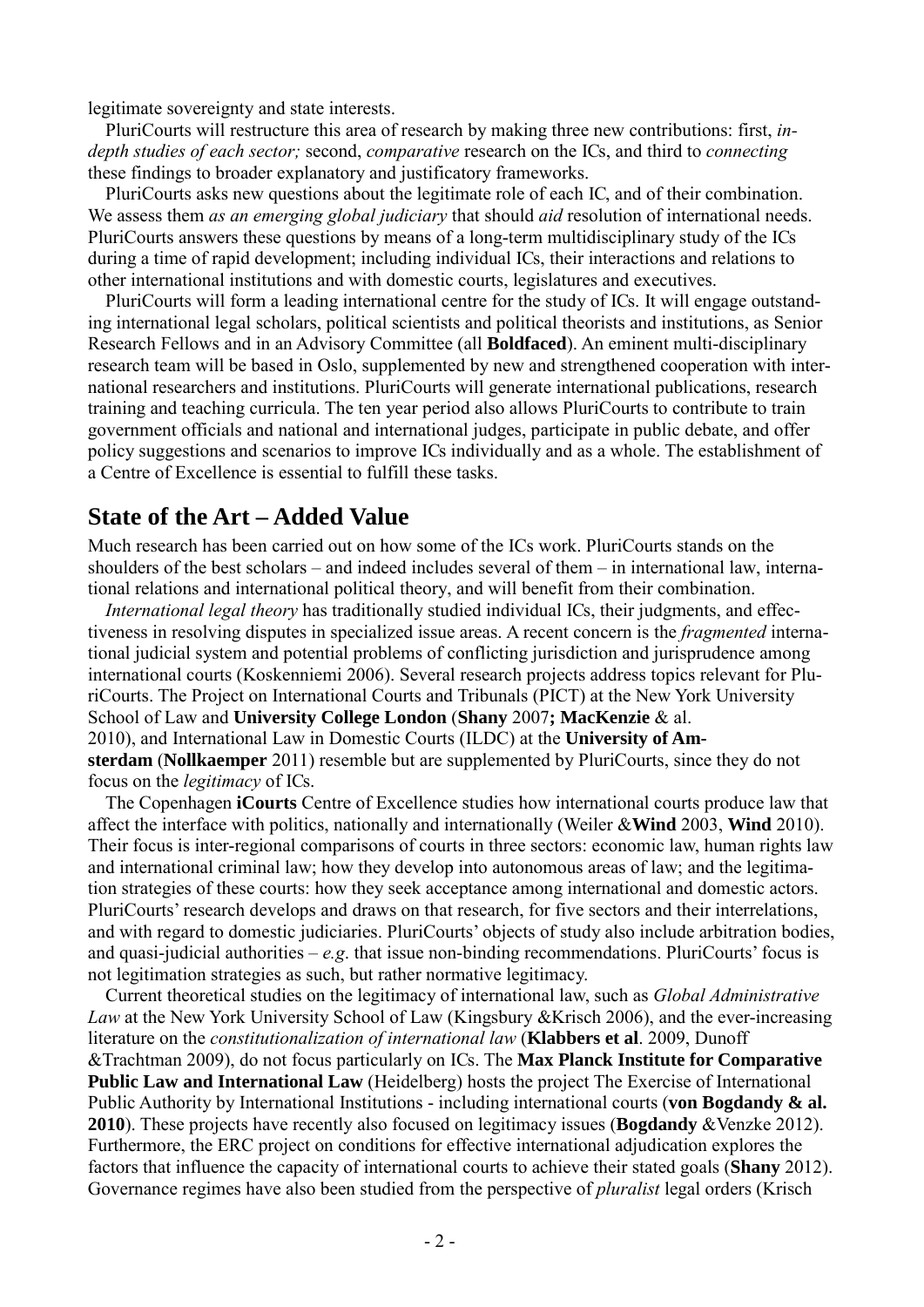legitimate sovereignty and state interests.

PluriCourts will restructure this area of research by making three new contributions: first, *in-depth studies of each sector;* second, *comparative* research on the ICs, and third to *connecting* these findings to broader explanatory and justificatory frameworks.

PluriCourts asks new questions about the legitimate role of each IC, and of their combination. We assess them *as an emerging global judiciary* that should *aid* resolution of international needs. PluriCourts answers these questions by means of a long-term multidisciplinary study of the ICs during a time of rapid development; including individual ICs, their interactions and relations to other international institutions and with domestic courts, legislatures and executives.

PluriCourts will form a leading international centre for the study of ICs. It will engage outstanding international legal scholars, political scientists and political theorists and institutions, as Senior Research Fellows and in an Advisory Committee (all **Boldfaced**). An eminent multi-disciplinary research team will be based in Oslo, supplemented by new and strengthened cooperation with international researchers and institutions. PluriCourts will generate international publications, research training and teaching curricula. The ten year period also allows PluriCourts to contribute to train government officials and national and international judges, participate in public debate, and offer policy suggestions and scenarios to improve ICs individually and as a whole. The establishment of a Centre of Excellence is essential to fulfill these tasks.

## State of the Art – Added Value

Much research has been carried out on how some of the ICs work. PluriCourts stands on the shoulders of the best scholars – and indeed includes several of them – in international law, international relations and international political theory, and will benefit from their combination.

*International legal theory* has traditionally studied individual ICs, their judgments, and effectiveness in resolving disputes in specialized issue areas. A recent concern is the *fragmented* international judicial system and potential problems of conflicting jurisdiction and jurisprudence among international courts (Koskenniemi 2006). Several research projects address topics relevant for PluriCourts. The Project on International Courts and Tribunals (PICT) at the New York University School of Law and **University College London** (**Shany** 2007**; MacKenzie** & al. 2010), and International Law in Domestic Courts (ILDC) at the **University of Amsterdam** (**Nollkaemper** 2011) resemble but are supplemented by PluriCourts, since they do not focus on the *legitimacy* of ICs.

The Copenhagen **iCourts** Centre of Excellence studies how international courts produce law that affect the interface with politics, nationally and internationally (Weiler &**Wind** 2003, **Wind** 2010). Their focus is inter-regional comparisons of courts in three sectors: economic law, human rights law and international criminal law; how they develop into autonomous areas of law; and the legitimation strategies of these courts: how they seek acceptance among international and domestic actors. PluriCourts' research develops and draws on that research, for five sectors and their interrelations, and with regard to domestic judiciaries. PluriCourts' objects of study also include arbitration bodies, and quasi-judicial authorities – *e.g*. that issue non-binding recommendations. PluriCourts' focus is not legitimation strategies as such, but rather normative legitimacy.

Current theoretical studies on the legitimacy of international law, such as *Global Administrative Law* at the New York University School of Law (Kingsbury &Krisch 2006), and the ever-increasing literature on the *constitutionalization of international law* (**Klabbers et al**. 2009, Dunoff &Trachtman 2009), do not focus particularly on ICs. The **Max Planck Institute for Comparative Public Law and International Law** (Heidelberg) hosts the project The Exercise of International Public Authority by International Institutions - including international courts (**von Bogdandy & al. 2010**). These projects have recently also focused on legitimacy issues (**Bogdandy** &Venzke 2012). Furthermore, the ERC project on conditions for effective international adjudication explores the factors that influence the capacity of international courts to achieve their stated goals (**Shany** 2012). Governance regimes have also been studied from the perspective of *pluralist* legal orders (Krisch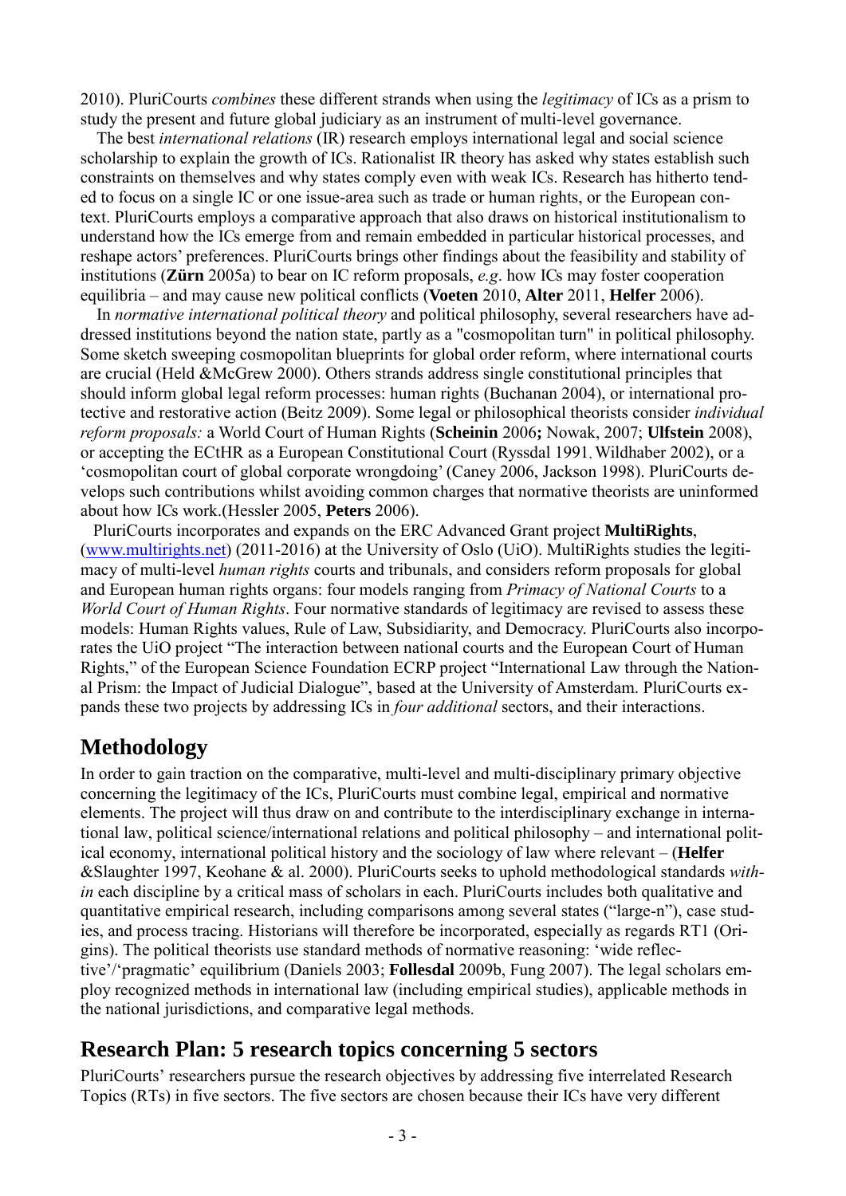2010). PluriCourts *combines* these different strands when using the *legitimacy* of ICs as a prism to study the present and future global judiciary as an instrument of multi-level governance.

The best *international relations* (IR) research employs international legal and social science scholarship to explain the growth of ICs. Rationalist IR theory has asked why states establish such constraints on themselves and why states comply even with weak ICs. Research has hitherto tended to focus on a single IC or one issue-area such as trade or human rights, or the European context. PluriCourts employs a comparative approach that also draws on historical institutionalism to understand how the ICs emerge from and remain embedded in particular historical processes, and reshape actors' preferences. PluriCourts brings other findings about the feasibility and stability of institutions (**Zürn** 2005a) to bear on IC reform proposals, *e.g*. how ICs may foster cooperation equilibria – and may cause new political conflicts (**Voeten** 2010, **Alter** 2011, **Helfer** 2006).

In *normative international political theory* and political philosophy, several researchers have addressed institutions beyond the nation state, partly as a "cosmopolitan turn" in political philosophy. Some sketch sweeping cosmopolitan blueprints for global order reform, where international courts are crucial (Held &McGrew 2000). Others strands address single constitutional principles that should inform global legal reform processes: human rights (Buchanan 2004), or international protective and restorative action (Beitz 2009). Some legal or philosophical theorists consider *individual reform proposals:* a World Court of Human Rights (**Scheinin** 2006**;** Nowak, 2007; **Ulfstein** 2008), or accepting the ECtHR as a European Constitutional Court (Ryssdal 1991, Wildhaber 2002), or a 'cosmopolitan court of global corporate wrongdoing' (Caney 2006, Jackson 1998). PluriCourts develops such contributions whilst avoiding common charges that normative theorists are uninformed about how ICs work.(Hessler 2005, **Peters** 2006).

PluriCourts incorporates and expands on the ERC Advanced Grant project **MultiRights**, (www.multirights.net) (2011-2016) at the University of Oslo (UiO). MultiRights studies the legitimacy of multi-level *human rights* courts and tribunals, and considers reform proposals for global and European human rights organs: four models ranging from *Primacy of National Courts* to a *World Court of Human Rights*. Four normative standards of legitimacy are revised to assess these models: Human Rights values, Rule of Law, Subsidiarity, and Democracy. PluriCourts also incorporates the UiO project "The interaction between national courts and the European Court of Human Rights," of the European Science Foundation ECRP project "International Law through the National Prism: the Impact of Judicial Dialogue", based at the University of Amsterdam. PluriCourts expands these two projects by addressing ICs in *four additional* sectors, and their interactions.

## Methodology

In order to gain traction on the comparative, multi-level and multi-disciplinary primary objective concerning the legitimacy of the ICs, PluriCourts must combine legal, empirical and normative elements. The project will thus draw on and contribute to the interdisciplinary exchange in international law, political science/international relations and political philosophy – and international political economy, international political history and the sociology of law where relevant – (**Helfer** &Slaughter 1997, Keohane & al. 2000). PluriCourts seeks to uphold methodological standards *within* each discipline by a critical mass of scholars in each. PluriCourts includes both qualitative and quantitative empirical research, including comparisons among several states ("large-n"), case studies, and process tracing. Historians will therefore be incorporated, especially as regards RT1 (Origins). The political theorists use standard methods of normative reasoning: 'wide reflective'/'pragmatic' equilibrium (Daniels 2003; **Follesdal** 2009b, Fung 2007). The legal scholars employ recognized methods in international law (including empirical studies), applicable methods in the national jurisdictions, and comparative legal methods.

## Research Plan: 5 research topics concerning 5 sectors

PluriCourts' researchers pursue the research objectives by addressing five interrelated Research Topics (RTs) in five sectors. The five sectors are chosen because their ICs have very different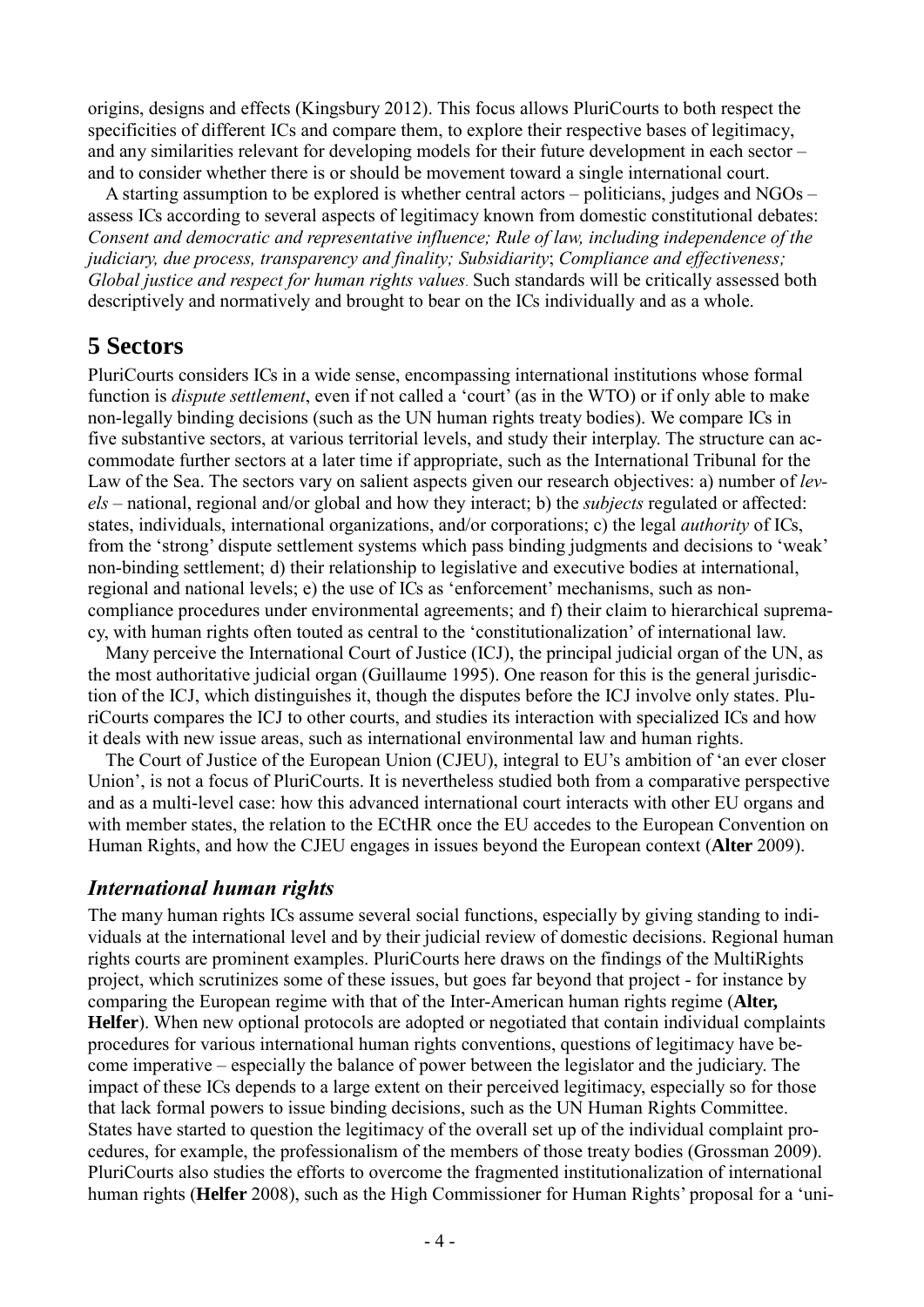origins, designs and effects (Kingsbury 2012). This focus allows PluriCourts to both respect the specificities of different ICs and compare them, to explore their respective bases of legitimacy, and any similarities relevant for developing models for their future development in each sector – and to consider whether there is or should be movement toward a single international court.

A starting assumption to be explored is whether central actors – politicians, judges and NGOs – assess ICs according to several aspects of legitimacy known from domestic constitutional debates: *Consent and democratic and representative influence; Rule of law, including independence of the judiciary, due process, transparency and finality; Subsidiarity*; *Compliance and effectiveness; Global justice and respect for human rights values*. Such standards will be critically assessed both descriptively and normatively and brought to bear on the ICs individually and as a whole.

# 5 Sectors

PluriCourts considers ICs in a wide sense, encompassing international institutions whose formal function is *dispute settlement*, even if not called a 'court' (as in the WTO) or if only able to make non-legally binding decisions (such as the UN human rights treaty bodies). We compare ICs in five substantive sectors, at various territorial levels, and study their interplay. The structure can accommodate further sectors at a later time if appropriate, such as the International Tribunal for the Law of the Sea. The sectors vary on salient aspects given our research objectives: a) number of *levels* – national, regional and/or global and how they interact; b) the *subjects* regulated or affected: states, individuals, international organizations, and/or corporations; c) the legal *authority* of ICs, from the 'strong' dispute settlement systems which pass binding judgments and decisions to 'weak' non-binding settlement; d) their relationship to legislative and executive bodies at international, regional and national levels; e) the use of ICs as 'enforcement' mechanisms, such as non-compliance procedures under environmental agreements; and f) their claim to hierarchical supremacy, with human rights often touted as central to the 'constitutionalization' of international law.

Many perceive the International Court of Justice (ICJ), the principal judicial organ of the UN, as the most authoritative judicial organ (Guillaume 1995). One reason for this is the general jurisdiction of the ICJ, which distinguishes it, though the disputes before the ICJ involve only states. PluriCourts compares the ICJ to other courts, and studies its interaction with specialized ICs and how it deals with new issue areas, such as international environmental law and human rights.

The Court of Justice of the European Union (CJEU), integral to EU's ambition of 'an ever closer Union', is not a focus of PluriCourts. It is nevertheless studied both from a comparative perspective and as a multi-level case: how this advanced international court interacts with other EU organs and with member states, the relation to the ECtHR once the EU accedes to the European Convention on Human Rights, and how the CJEU engages in issues beyond the European context (**Alter** 2009).

## *International human rights*

The many human rights ICs assume several social functions, especially by giving standing to individuals at the international level and by their judicial review of domestic decisions. Regional human rights courts are prominent examples. PluriCourts here draws on the findings of the MultiRights project, which scrutinizes some of these issues, but goes far beyond that project - for instance by comparing the European regime with that of the Inter-American human rights regime (**Alter, Helfer**). When new optional protocols are adopted or negotiated that contain individual complaints procedures for various international human rights conventions, questions of legitimacy have become imperative – especially the balance of power between the legislator and the judiciary. The impact of these ICs depends to a large extent on their perceived legitimacy, especially so for those that lack formal powers to issue binding decisions, such as the UN Human Rights Committee. States have started to question the legitimacy of the overall set up of the individual complaint procedures, for example, the professionalism of the members of those treaty bodies (Grossman 2009). PluriCourts also studies the efforts to overcome the fragmented institutionalization of international human rights (**Helfer** 2008), such as the High Commissioner for Human Rights' proposal for a 'uni-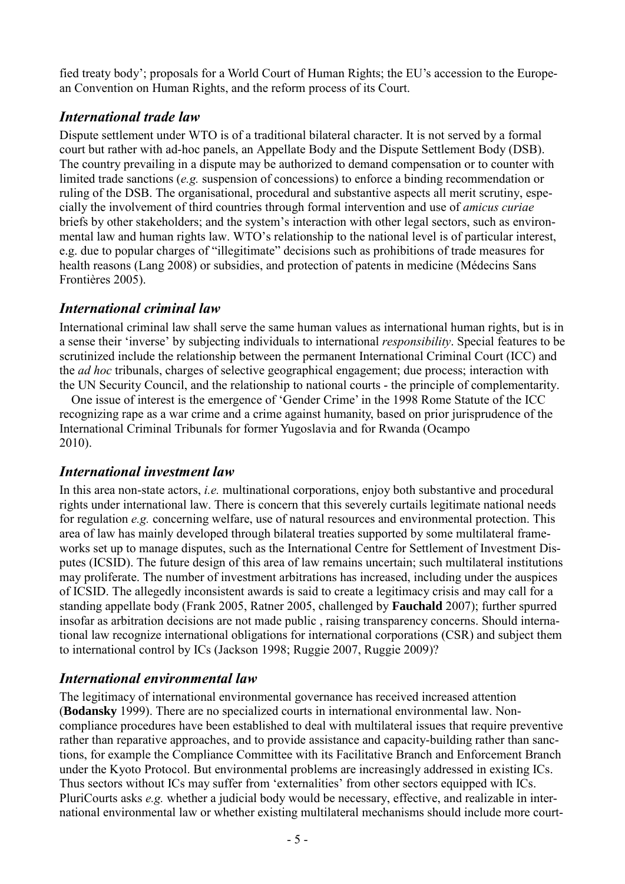fied treaty body'; proposals for a World Court of Human Rights; the EU's accession to the European Convention on Human Rights, and the reform process of its Court.

### *International trade law*

Dispute settlement under WTO is of a traditional bilateral character. It is not served by a formal court but rather with ad-hoc panels, an Appellate Body and the Dispute Settlement Body (DSB). The country prevailing in a dispute may be authorized to demand compensation or to counter with limited trade sanctions (*e.g.* suspension of concessions) to enforce a binding recommendation or ruling of the DSB. The organisational, procedural and substantive aspects all merit scrutiny, especially the involvement of third countries through formal intervention and use of *amicus curiae* briefs by other stakeholders; and the system's interaction with other legal sectors, such as environmental law and human rights law. WTO's relationship to the national level is of particular interest, e.g. due to popular charges of "illegitimate" decisions such as prohibitions of trade measures for health reasons (Lang 2008) or subsidies, and protection of patents in medicine (Médecins Sans Frontières 2005).

### *International criminal law*

International criminal law shall serve the same human values as international human rights, but is in a sense their 'inverse' by subjecting individuals to international *responsibility*. Special features to be scrutinized include the relationship between the permanent International Criminal Court (ICC) and the *ad hoc* tribunals, charges of selective geographical engagement; due process; interaction with the UN Security Council, and the relationship to national courts - the principle of complementarity.

One issue of interest is the emergence of 'Gender Crime' in the 1998 Rome Statute of the ICC recognizing rape as a war crime and a crime against humanity, based on prior jurisprudence of the International Criminal Tribunals for former Yugoslavia and for Rwanda (Ocampo 2010).

### *International investment law*

In this area non-state actors, *i.e.* multinational corporations, enjoy both substantive and procedural rights under international law. There is concern that this severely curtails legitimate national needs for regulation *e.g.* concerning welfare, use of natural resources and environmental protection. This area of law has mainly developed through bilateral treaties supported by some multilateral frameworks set up to manage disputes, such as the International Centre for Settlement of Investment Disputes (ICSID). The future design of this area of law remains uncertain; such multilateral institutions may proliferate. The number of investment arbitrations has increased, including under the auspices of ICSID. The allegedly inconsistent awards is said to create a legitimacy crisis and may call for a standing appellate body (Frank 2005, Ratner 2005, challenged by **Fauchald** 2007); further spurred insofar as arbitration decisions are not made public , raising transparency concerns. Should international law recognize international obligations for international corporations (CSR) and subject them to international control by ICs (Jackson 1998; Ruggie 2007, Ruggie 2009)?

### *International environmental law*

The legitimacy of international environmental governance has received increased attention (**Bodansky** 1999). There are no specialized courts in international environmental law. Non-compliance procedures have been established to deal with multilateral issues that require preventive rather than reparative approaches, and to provide assistance and capacity-building rather than sanctions, for example the Compliance Committee with its Facilitative Branch and Enforcement Branch under the Kyoto Protocol. But environmental problems are increasingly addressed in existing ICs. Thus sectors without ICs may suffer from 'externalities' from other sectors equipped with ICs. PluriCourts asks *e.g.* whether a judicial body would be necessary, effective, and realizable in international environmental law or whether existing multilateral mechanisms should include more court-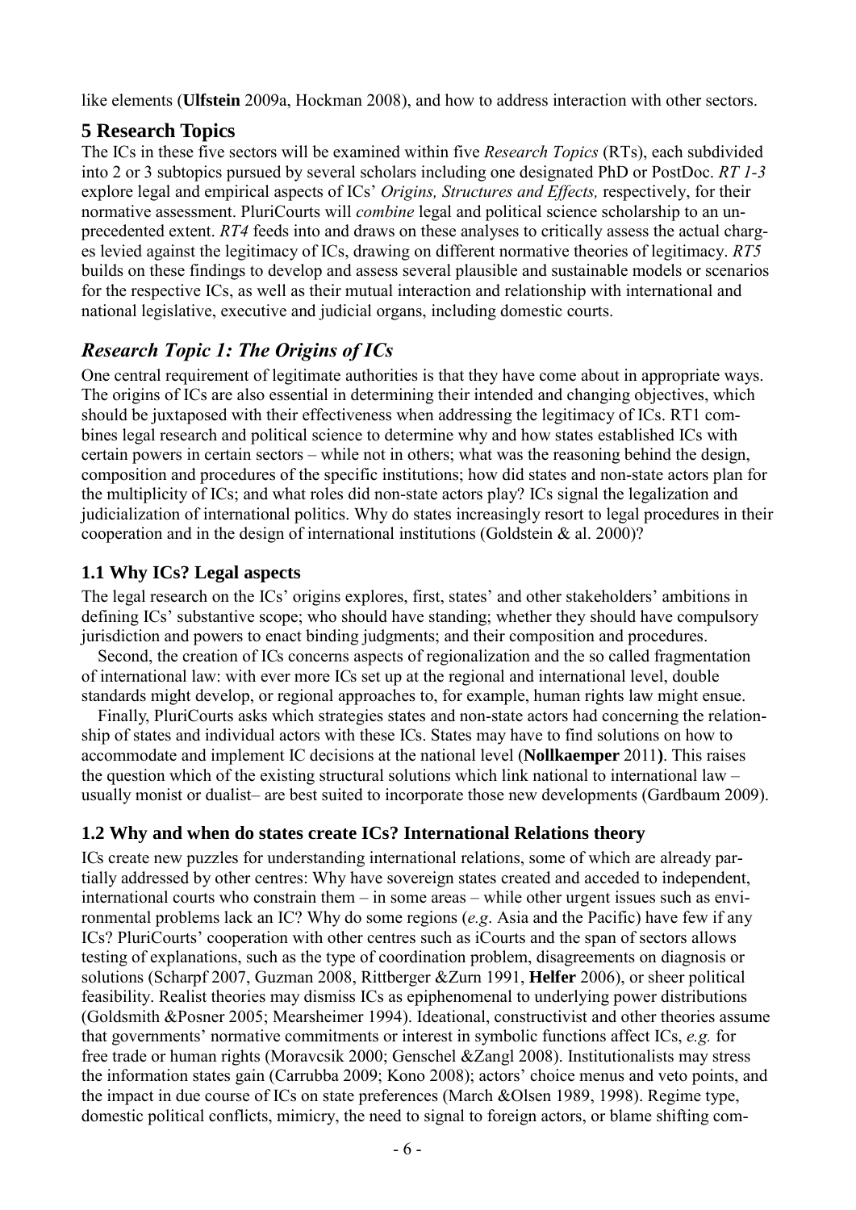like elements (**Ulfstein** 2009a, Hockman 2008), and how to address interaction with other sectors.

## 5 Research Topics

The ICs in these five sectors will be examined within five *Research Topics* (RTs), each subdivided into 2 or 3 subtopics pursued by several scholars including one designated PhD or PostDoc. *RT 1-3* explore legal and empirical aspects of ICs' *Origins, Structures and Effects,* respectively, for their normative assessment. PluriCourts will *combine* legal and political science scholarship to an unprecedented extent. *RT4* feeds into and draws on these analyses to critically assess the actual charges levied against the legitimacy of ICs, drawing on different normative theories of legitimacy. *RT5* builds on these findings to develop and assess several plausible and sustainable models or scenarios for the respective ICs, as well as their mutual interaction and relationship with international and national legislative, executive and judicial organs, including domestic courts.

## *Research Topic 1: The Origins of ICs*

One central requirement of legitimate authorities is that they have come about in appropriate ways. The origins of ICs are also essential in determining their intended and changing objectives, which should be juxtaposed with their effectiveness when addressing the legitimacy of ICs. RT1 combines legal research and political science to determine why and how states established ICs with certain powers in certain sectors – while not in others; what was the reasoning behind the design, composition and procedures of the specific institutions; how did states and non-state actors plan for the multiplicity of ICs; and what roles did non-state actors play? ICs signal the legalization and judicialization of international politics. Why do states increasingly resort to legal procedures in their cooperation and in the design of international institutions (Goldstein & al. 2000)?

### 1.1 Why ICs? Legal aspects

The legal research on the ICs' origins explores, first, states' and other stakeholders' ambitions in defining ICs' substantive scope; who should have standing; whether they should have compulsory jurisdiction and powers to enact binding judgments; and their composition and procedures.

Second, the creation of ICs concerns aspects of regionalization and the so called fragmentation of international law: with ever more ICs set up at the regional and international level, double standards might develop, or regional approaches to, for example, human rights law might ensue.

Finally, PluriCourts asks which strategies states and non-state actors had concerning the relationship of states and individual actors with these ICs. States may have to find solutions on how to accommodate and implement IC decisions at the national level (**Nollkaemper** 2011**)**. This raises the question which of the existing structural solutions which link national to international law – usually monist or dualist– are best suited to incorporate those new developments (Gardbaum 2009).

### 1.2 Why and when do states create ICs? International Relations theory

ICs create new puzzles for understanding international relations, some of which are already partially addressed by other centres: Why have sovereign states created and acceded to independent, international courts who constrain them – in some areas – while other urgent issues such as environmental problems lack an IC? Why do some regions (*e.g*. Asia and the Pacific) have few if any ICs? PluriCourts' cooperation with other centres such as iCourts and the span of sectors allows testing of explanations, such as the type of coordination problem, disagreements on diagnosis or solutions (Scharpf 2007, Guzman 2008, Rittberger &Zurn 1991, **Helfer** 2006), or sheer political feasibility. Realist theories may dismiss ICs as epiphenomenal to underlying power distributions (Goldsmith &Posner 2005; Mearsheimer 1994). Ideational, constructivist and other theories assume that governments' normative commitments or interest in symbolic functions affect ICs, *e.g.* for free trade or human rights (Moravcsik 2000; Genschel &Zangl 2008). Institutionalists may stress the information states gain (Carrubba 2009; Kono 2008); actors' choice menus and veto points, and the impact in due course of ICs on state preferences (March &Olsen 1989, 1998). Regime type, domestic political conflicts, mimicry, the need to signal to foreign actors, or blame shifting com-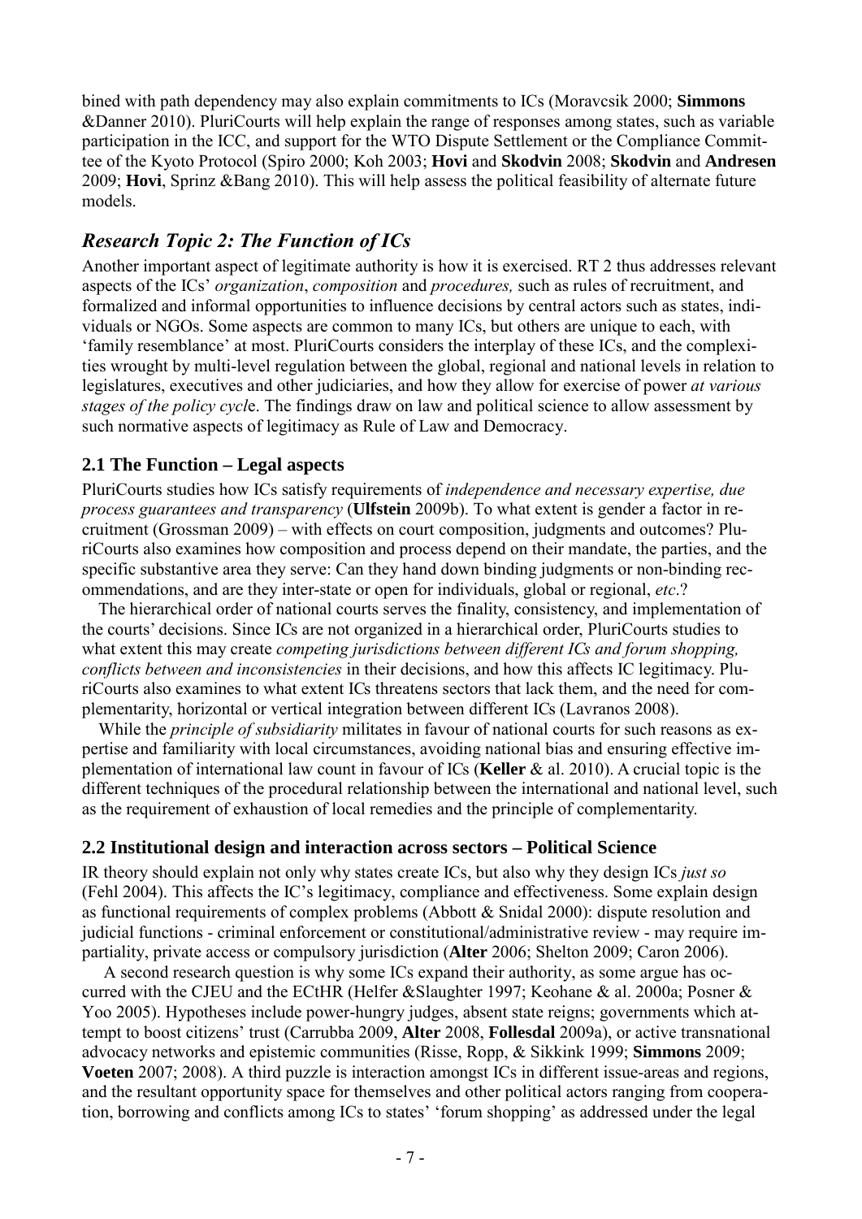bined with path dependency may also explain commitments to ICs (Moravcsik 2000; **Simmons** &Danner 2010). PluriCourts will help explain the range of responses among states, such as variable participation in the ICC, and support for the WTO Dispute Settlement or the Compliance Committee of the Kyoto Protocol (Spiro 2000; Koh 2003; **Hovi** and **Skodvin** 2008; **Skodvin** and **Andresen** 2009; **Hovi**, Sprinz &Bang 2010). This will help assess the political feasibility of alternate future models.

## *Research Topic 2: The Function of ICs*

Another important aspect of legitimate authority is how it is exercised. RT 2 thus addresses relevant aspects of the ICs' *organization*, *composition* and *procedures,* such as rules of recruitment, and formalized and informal opportunities to influence decisions by central actors such as states, individuals or NGOs. Some aspects are common to many ICs, but others are unique to each, with 'family resemblance' at most. PluriCourts considers the interplay of these ICs, and the complexities wrought by multi-level regulation between the global, regional and national levels in relation to legislatures, executives and other judiciaries, and how they allow for exercise of power *at various stages of the policy cycl*e. The findings draw on law and political science to allow assessment by such normative aspects of legitimacy as Rule of Law and Democracy.

### 2.1 The Function – Legal aspects

PluriCourts studies how ICs satisfy requirements of *independence and necessary expertise, due process guarantees and transparency* (**Ulfstein** 2009b). To what extent is gender a factor in recruitment (Grossman 2009) – with effects on court composition, judgments and outcomes? PluriCourts also examines how composition and process depend on their mandate, the parties, and the specific substantive area they serve: Can they hand down binding judgments or non-binding recommendations, and are they inter-state or open for individuals, global or regional, *etc*.?

The hierarchical order of national courts serves the finality, consistency, and implementation of the courts' decisions. Since ICs are not organized in a hierarchical order, PluriCourts studies to what extent this may create *competing jurisdictions between different ICs and forum shopping, conflicts between and inconsistencies* in their decisions, and how this affects IC legitimacy. PluriCourts also examines to what extent ICs threatens sectors that lack them, and the need for complementarity, horizontal or vertical integration between different ICs (Lavranos 2008).

While the *principle of subsidiarity* militates in favour of national courts for such reasons as expertise and familiarity with local circumstances, avoiding national bias and ensuring effective implementation of international law count in favour of ICs (**Keller** & al. 2010). A crucial topic is the different techniques of the procedural relationship between the international and national level, such as the requirement of exhaustion of local remedies and the principle of complementarity.

### 2.2 Institutional design and interaction across sectors – Political Science

IR theory should explain not only why states create ICs, but also why they design ICs *just so* (Fehl 2004). This affects the IC's legitimacy, compliance and effectiveness. Some explain design as functional requirements of complex problems (Abbott & Snidal 2000): dispute resolution and judicial functions - criminal enforcement or constitutional/administrative review - may require impartiality, private access or compulsory jurisdiction (**Alter** 2006; Shelton 2009; Caron 2006).

A second research question is why some ICs expand their authority, as some argue has occurred with the CJEU and the ECtHR (Helfer &Slaughter 1997; Keohane & al. 2000a; Posner & Yoo 2005). Hypotheses include power-hungry judges, absent state reigns; governments which attempt to boost citizens' trust (Carrubba 2009, **Alter** 2008, **Follesdal** 2009a), or active transnational advocacy networks and epistemic communities (Risse, Ropp, & Sikkink 1999; **Simmons** 2009; **Voeten** 2007; 2008). A third puzzle is interaction amongst ICs in different issue-areas and regions, and the resultant opportunity space for themselves and other political actors ranging from cooperation, borrowing and conflicts among ICs to states' 'forum shopping' as addressed under the legal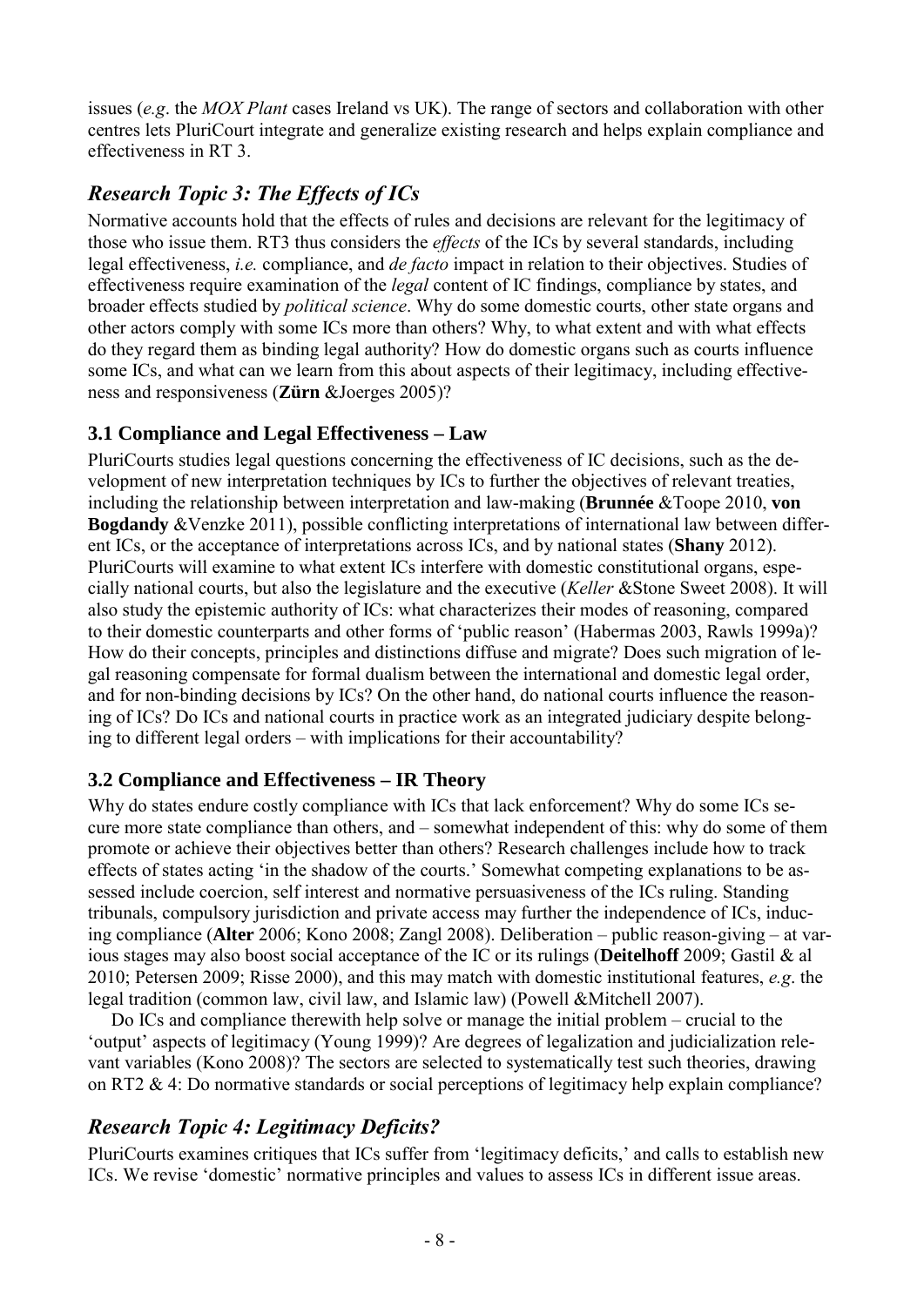issues (*e.g*. the *MOX Plant* cases Ireland vs UK). The range of sectors and collaboration with other centres lets PluriCourt integrate and generalize existing research and helps explain compliance and effectiveness in RT 3.

## *Research Topic 3: The Effects of ICs*

Normative accounts hold that the effects of rules and decisions are relevant for the legitimacy of those who issue them. RT3 thus considers the *effects* of the ICs by several standards, including legal effectiveness, *i.e.* compliance, and *de facto* impact in relation to their objectives. Studies of effectiveness require examination of the *legal* content of IC findings, compliance by states, and broader effects studied by *political science*. Why do some domestic courts, other state organs and other actors comply with some ICs more than others? Why, to what extent and with what effects do they regard them as binding legal authority? How do domestic organs such as courts influence some ICs, and what can we learn from this about aspects of their legitimacy, including effectiveness and responsiveness (**Zürn** &Joerges 2005)?

### 3.1 Compliance and Legal Effectiveness – Law

PluriCourts studies legal questions concerning the effectiveness of IC decisions, such as the development of new interpretation techniques by ICs to further the objectives of relevant treaties, including the relationship between interpretation and law-making (**Brunnée** &Toope 2010, **von Bogdandy** &Venzke 2011), possible conflicting interpretations of international law between different ICs, or the acceptance of interpretations across ICs, and by national states (**Shany** 2012). PluriCourts will examine to what extent ICs interfere with domestic constitutional organs, especially national courts, but also the legislature and the executive (*Keller* &Stone Sweet 2008). It will also study the epistemic authority of ICs: what characterizes their modes of reasoning, compared to their domestic counterparts and other forms of 'public reason' (Habermas 2003, Rawls 1999a)? How do their concepts, principles and distinctions diffuse and migrate? Does such migration of legal reasoning compensate for formal dualism between the international and domestic legal order, and for non-binding decisions by ICs? On the other hand, do national courts influence the reasoning of ICs? Do ICs and national courts in practice work as an integrated judiciary despite belonging to different legal orders – with implications for their accountability?

### 3.2 Compliance and Effectiveness – IR Theory

Why do states endure costly compliance with ICs that lack enforcement? Why do some ICs secure more state compliance than others, and – somewhat independent of this: why do some of them promote or achieve their objectives better than others? Research challenges include how to track effects of states acting 'in the shadow of the courts.' Somewhat competing explanations to be assessed include coercion, self interest and normative persuasiveness of the ICs ruling. Standing tribunals, compulsory jurisdiction and private access may further the independence of ICs, inducing compliance (**Alter** 2006; Kono 2008; Zangl 2008). Deliberation – public reason-giving – at various stages may also boost social acceptance of the IC or its rulings (**Deitelhoff** 2009; Gastil & al 2010; Petersen 2009; Risse 2000), and this may match with domestic institutional features, *e.g*. the legal tradition (common law, civil law, and Islamic law) (Powell &Mitchell 2007).

Do ICs and compliance therewith help solve or manage the initial problem – crucial to the 'output' aspects of legitimacy (Young 1999)? Are degrees of legalization and judicialization relevant variables (Kono 2008)? The sectors are selected to systematically test such theories, drawing on RT2 & 4: Do normative standards or social perceptions of legitimacy help explain compliance?

## *Research Topic 4: Legitimacy Deficits?*

PluriCourts examines critiques that ICs suffer from 'legitimacy deficits,' and calls to establish new ICs. We revise 'domestic' normative principles and values to assess ICs in different issue areas.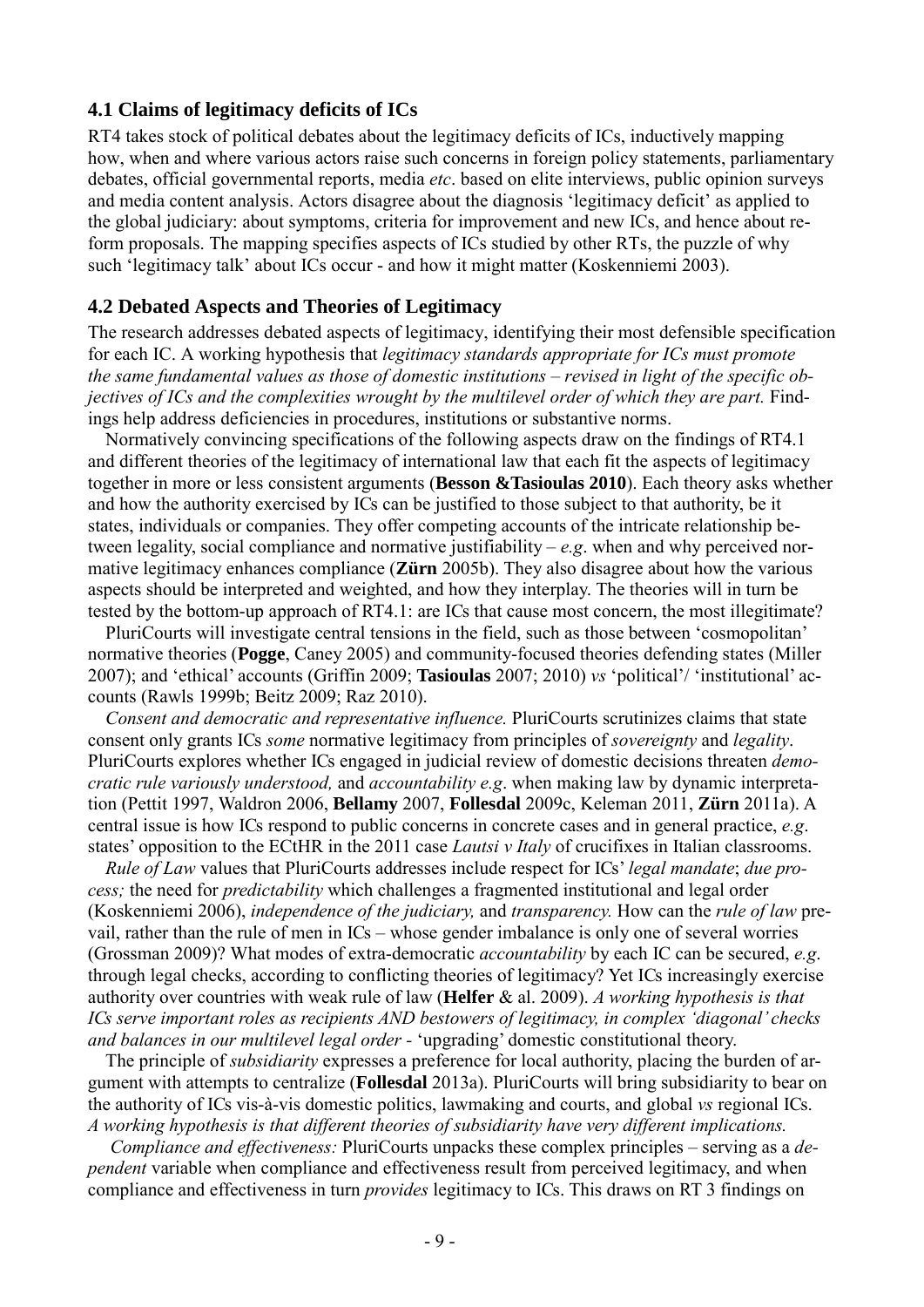### 4.1 Claims of legitimacy deficits of ICs

RT4 takes stock of political debates about the legitimacy deficits of ICs, inductively mapping how, when and where various actors raise such concerns in foreign policy statements, parliamentary debates, official governmental reports, media *etc*. based on elite interviews, public opinion surveys and media content analysis. Actors disagree about the diagnosis 'legitimacy deficit' as applied to the global judiciary: about symptoms, criteria for improvement and new ICs, and hence about reform proposals. The mapping specifies aspects of ICs studied by other RTs, the puzzle of why such 'legitimacy talk' about ICs occur - and how it might matter (Koskenniemi 2003).

### 4.2 Debated Aspects and Theories of Legitimacy

The research addresses debated aspects of legitimacy, identifying their most defensible specification for each IC. A working hypothesis that *legitimacy standards appropriate for ICs must promote the same fundamental values as those of domestic institutions – revised in light of the specific objectives of ICs and the complexities wrought by the multilevel order of which they are part.* Findings help address deficiencies in procedures, institutions or substantive norms.

Normatively convincing specifications of the following aspects draw on the findings of RT4.1 and different theories of the legitimacy of international law that each fit the aspects of legitimacy together in more or less consistent arguments (**Besson &Tasioulas 2010**). Each theory asks whether and how the authority exercised by ICs can be justified to those subject to that authority, be it states, individuals or companies. They offer competing accounts of the intricate relationship between legality, social compliance and normative justifiability – *e.g*. when and why perceived normative legitimacy enhances compliance (**Zürn** 2005b). They also disagree about how the various aspects should be interpreted and weighted, and how they interplay. The theories will in turn be tested by the bottom-up approach of RT4.1: are ICs that cause most concern, the most illegitimate?

PluriCourts will investigate central tensions in the field, such as those between 'cosmopolitan' normative theories (**Pogge**, Caney 2005) and community-focused theories defending states (Miller 2007); and 'ethical' accounts (Griffin 2009; **Tasioulas** 2007; 2010) *vs* 'political'/ 'institutional' accounts (Rawls 1999b; Beitz 2009; Raz 2010).

*Consent and democratic and representative influence.* PluriCourts scrutinizes claims that state consent only grants ICs *some* normative legitimacy from principles of *sovereignty* and *legality*. PluriCourts explores whether ICs engaged in judicial review of domestic decisions threaten *democratic rule variously understood,* and *accountability e.g*. when making law by dynamic interpretation (Pettit 1997, Waldron 2006, **Bellamy** 2007, **Follesdal** 2009c, Keleman 2011, **Zürn** 2011a). A central issue is how ICs respond to public concerns in concrete cases and in general practice, *e.g*. states' opposition to the ECtHR in the 2011 case *Lautsi v Italy* of crucifixes in Italian classrooms.

*Rule of Law* values that PluriCourts addresses include respect for ICs' *legal mandate*; *due process;* the need for *predictability* which challenges a fragmented institutional and legal order (Koskenniemi 2006), *independence of the judiciary,* and *transparency.* How can the *rule of law* prevail, rather than the rule of men in ICs – whose gender imbalance is only one of several worries (Grossman 2009)? What modes of extra-democratic *accountability* by each IC can be secured, *e.g*. through legal checks, according to conflicting theories of legitimacy? Yet ICs increasingly exercise authority over countries with weak rule of law (**Helfer** & al. 2009). *A working hypothesis is that ICs serve important roles as recipients AND bestowers of legitimacy, in complex 'diagonal' checks and balances in our multilevel legal order* - 'upgrading' domestic constitutional theory.

The principle of *subsidiarity* expresses a preference for local authority, placing the burden of argument with attempts to centralize (**Follesdal** 2013a). PluriCourts will bring subsidiarity to bear on the authority of ICs vis-à-vis domestic politics, lawmaking and courts, and global *vs* regional ICs. *A working hypothesis is that different theories of subsidiarity have very different implications.*

*Compliance and effectiveness:* PluriCourts unpacks these complex principles – serving as a *dependent* variable when compliance and effectiveness result from perceived legitimacy, and when compliance and effectiveness in turn *provides* legitimacy to ICs. This draws on RT 3 findings on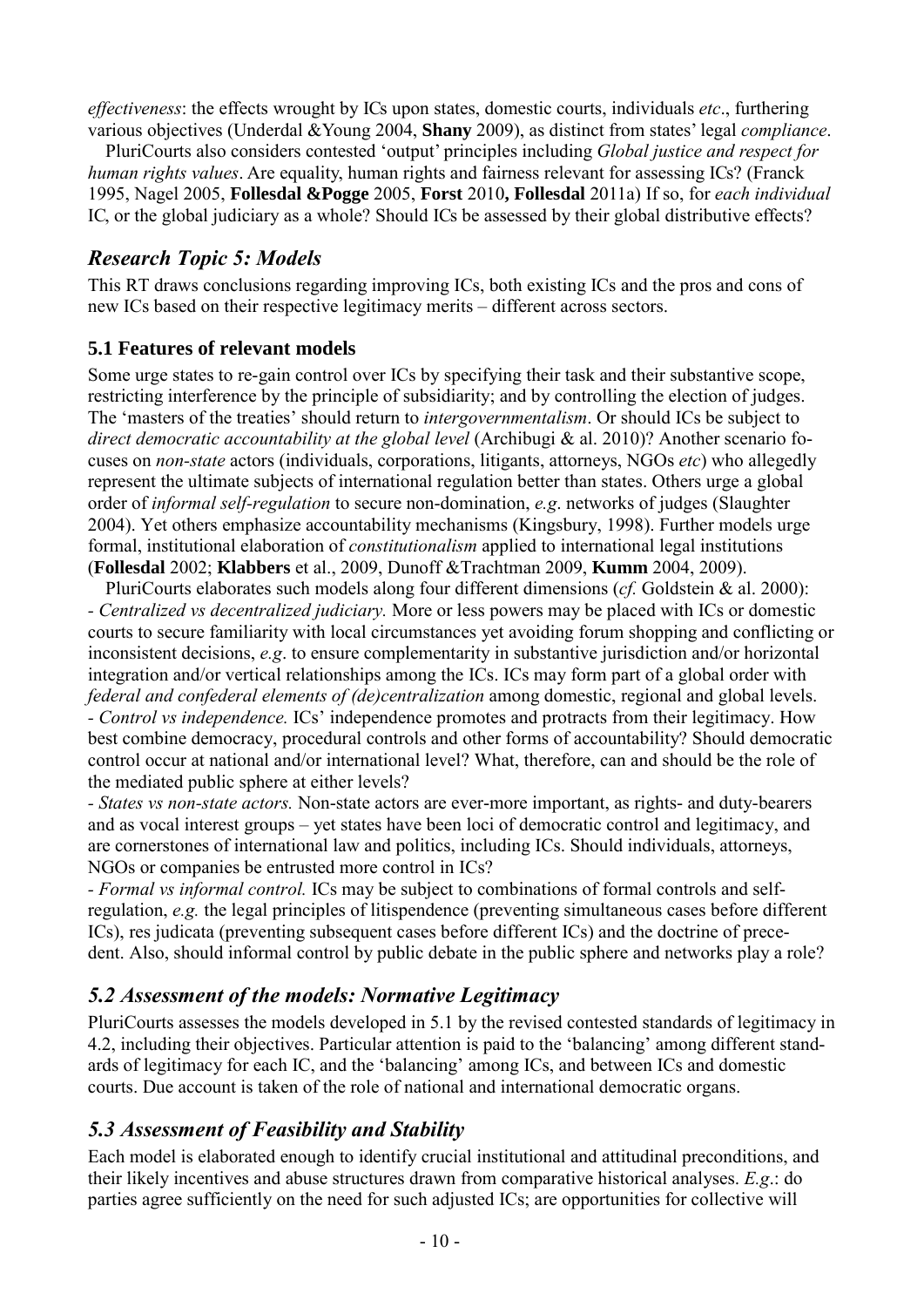*effectiveness*: the effects wrought by ICs upon states, domestic courts, individuals *etc*., furthering various objectives (Underdal &Young 2004, **Shany** 2009), as distinct from states' legal *compliance*.

PluriCourts also considers contested 'output' principles including *Global justice and respect for human rights values*. Are equality, human rights and fairness relevant for assessing ICs? (Franck 1995, Nagel 2005, **Follesdal &Pogge** 2005, **Forst** 2010**, Follesdal** 2011a) If so, for *each individual* IC, or the global judiciary as a whole? Should ICs be assessed by their global distributive effects?

## *Research Topic 5: Models*

This RT draws conclusions regarding improving ICs, both existing ICs and the pros and cons of new ICs based on their respective legitimacy merits – different across sectors.

### 5.1 Features of relevant models

Some urge states to re-gain control over ICs by specifying their task and their substantive scope, restricting interference by the principle of subsidiarity; and by controlling the election of judges. The 'masters of the treaties' should return to *intergovernmentalism*. Or should ICs be subject to *direct democratic accountability at the global level* (Archibugi & al. 2010)? Another scenario focuses on *non-state* actors (individuals, corporations, litigants, attorneys, NGOs *etc*) who allegedly represent the ultimate subjects of international regulation better than states. Others urge a global order of *informal self-regulation* to secure non-domination, *e.g*. networks of judges (Slaughter 2004). Yet others emphasize accountability mechanisms (Kingsbury, 1998). Further models urge formal, institutional elaboration of *constitutionalism* applied to international legal institutions (**Follesdal** 2002; **Klabbers** et al., 2009, Dunoff &Trachtman 2009, **Kumm** 2004, 2009).

PluriCourts elaborates such models along four different dimensions (*cf.* Goldstein & al. 2000):

- *Centralized vs decentralized judiciary.* More or less powers may be placed with ICs or domestic courts to secure familiarity with local circumstances yet avoiding forum shopping and conflicting or inconsistent decisions, *e.g*. to ensure complementarity in substantive jurisdiction and/or horizontal integration and/or vertical relationships among the ICs. ICs may form part of a global order with *federal and confederal elements of (de)centralization* among domestic, regional and global levels.
- *Control vs independence.* ICs' independence promotes and protracts from their legitimacy. How best combine democracy, procedural controls and other forms of accountability? Should democratic control occur at national and/or international level? What, therefore, can and should be the role of the mediated public sphere at either levels?
- *States vs non-state actors.* Non-state actors are ever-more important, as rights- and duty-bearers and as vocal interest groups – yet states have been loci of democratic control and legitimacy, and are cornerstones of international law and politics, including ICs. Should individuals, attorneys, NGOs or companies be entrusted more control in ICs?
- *Formal vs informal control.* ICs may be subject to combinations of formal controls and self-regulation, *e.g.* the legal principles of litispendence (preventing simultaneous cases before different ICs), res judicata (preventing subsequent cases before different ICs) and the doctrine of precedent. Also, should informal control by public debate in the public sphere and networks play a role?

## *5.2 Assessment of the models: Normative Legitimacy*

PluriCourts assesses the models developed in 5.1 by the revised contested standards of legitimacy in 4.2, including their objectives. Particular attention is paid to the 'balancing' among different standards of legitimacy for each IC, and the 'balancing' among ICs, and between ICs and domestic courts. Due account is taken of the role of national and international democratic organs.

## *5.3 Assessment of Feasibility and Stability*

Each model is elaborated enough to identify crucial institutional and attitudinal preconditions, and their likely incentives and abuse structures drawn from comparative historical analyses. *E.g*.: do parties agree sufficiently on the need for such adjusted ICs; are opportunities for collective will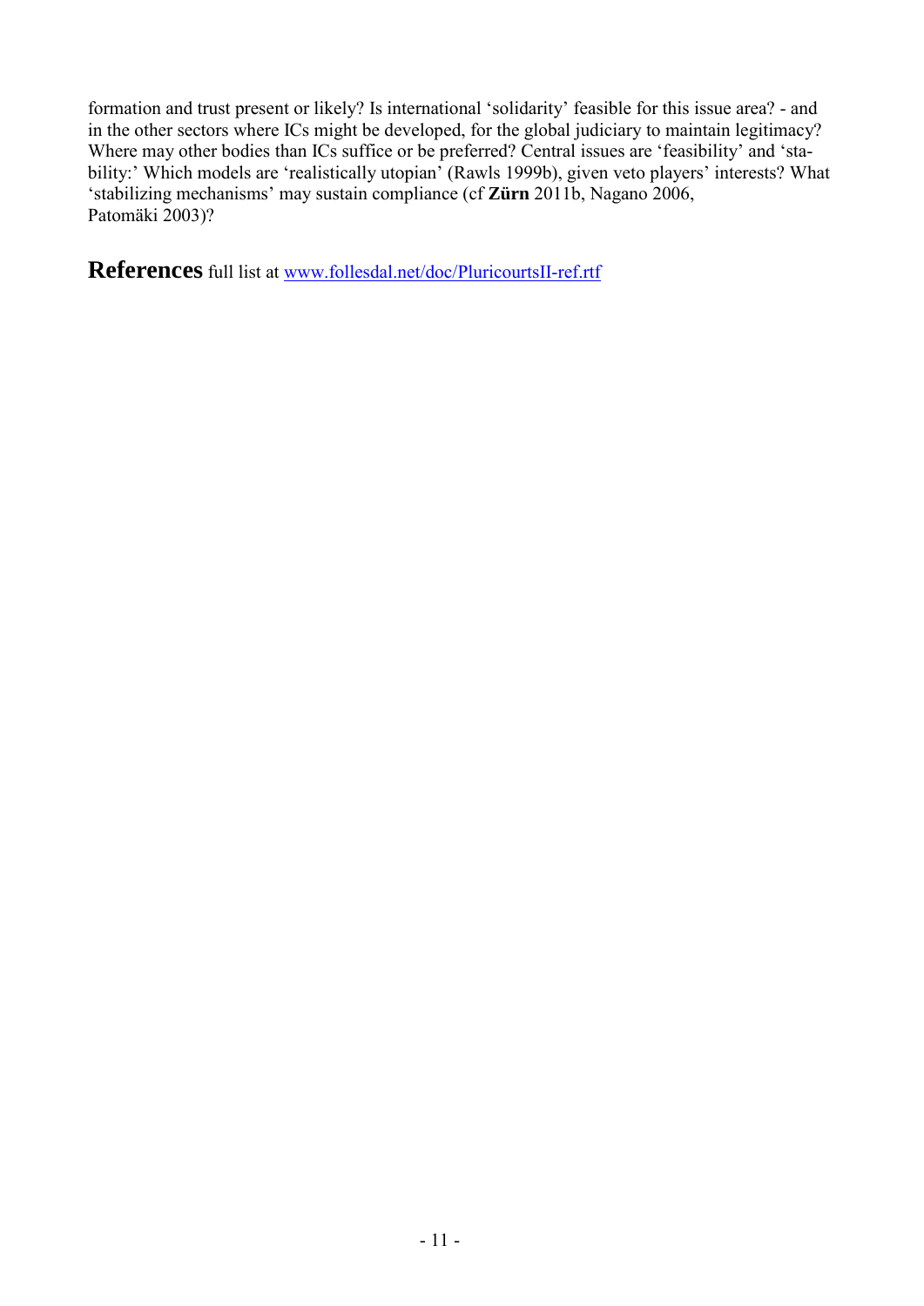formation and trust present or likely? Is international 'solidarity' feasible for this issue area? - and in the other sectors where ICs might be developed, for the global judiciary to maintain legitimacy? Where may other bodies than ICs suffice or be preferred? Central issues are 'feasibility' and 'stability:' Which models are 'realistically utopian' (Rawls 1999b), given veto players' interests? What 'stabilizing mechanisms' may sustain compliance (cf **Zürn** 2011b, Nagano 2006, Patomäki 2003)?

## References

full list at [www.follesdal.net/doc/PluricourtsII-ref.rtf](www.follesdal.net/doc/PluricourtsII-ref.rtf)